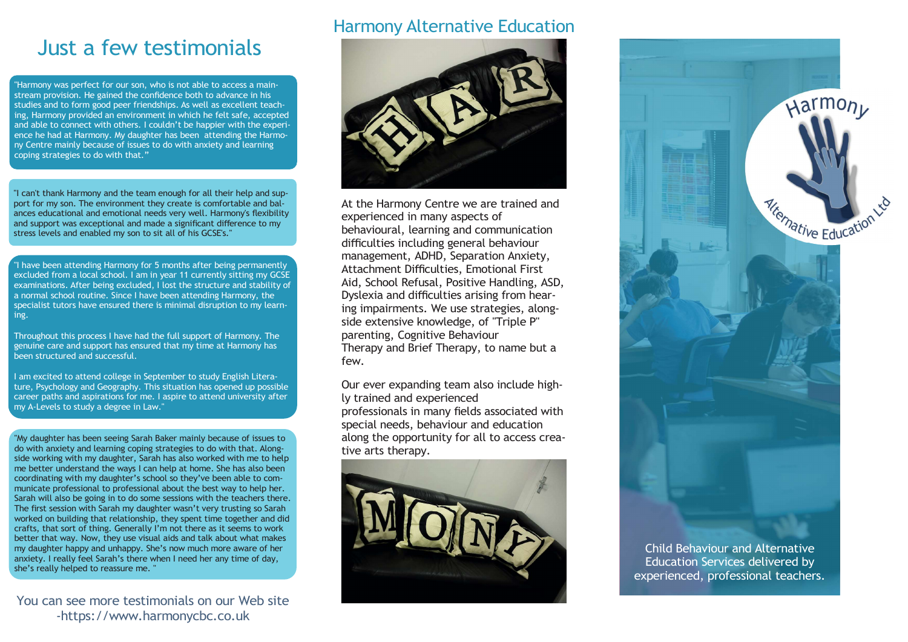# Just a few testimonials

"Harmony was perfect for our son, who is not able to access a mainstream provision. He gained the confidence both to advance in his studies and to form good peer friendships. As well as excellent teaching, Harmony provided an environment in which he felt safe, accepted and able to connect with others. I couldn't be happier with the experience he had at Harmony. My daughter has been attending the Harmony Centre mainly because of issues to do with anxiety and learning coping strategies to do with that."

"I can't thank Harmony and the team enough for all their help and support for my son. The environment they create is comfortable and balances educational and emotional needs very well. Harmony's flexibility and support was exceptional and made a significant difference to my stress levels and enabled my son to sit all of his GCSE's."

"I have been attending Harmony for 5 months after being permanently excluded from a local school. I am in year 11 currently sitting my GCSE examinations. After being excluded, I lost the structure and stability of a normal school routine. Since I have been attending Harmony, the specialist tutors have ensured there is minimal disruption to my learning.

Throughout this process I have had the full support of Harmony. The genuine care and support has ensured that my time at Harmony has been structured and successful.

I am excited to attend college in September to study English Literature, Psychology and Geography. This situation has opened up possible career paths and aspirations for me. I aspire to attend university after my A-Levels to study a degree in Law."

"My daughter has been seeing Sarah Baker mainly because of issues to do with anxiety and learning coping strategies to do with that. Alongside working with my daughter, Sarah has also worked with me to help me better understand the ways I can help at home. She has also been coordinating with my daughter's school so they've been able to communicate professional to professional about the best way to help her. Sarah will also be going in to do some sessions with the teachers there. The first session with Sarah my daughter wasn't very trusting so Sarah worked on building that relationship, they spent time together and did crafts, that sort of thing. Generally I'm not there as it seems to work better that way. Now, they use visual aids and talk about what makes my daughter happy and unhappy. She's now much more aware of her anxiety. I really feel Sarah's there when I need her any time of day, she's really helped to reassure me. "

You can see more testimonials on our Web site -https://www.harmonycbc.co.uk

# Harmony Alternative Education

At the Harmony Centre we are trained and experienced in many aspects of behavioural, learning and communication difficulties including general behaviour management, ADHD, Separation Anxiety, Attachment Difficulties, Emotional First Aid, School Refusal, Positive Handling, ASD, Dyslexia and difficulties arising from hearing impairments. We use strategies, alongside extensive knowledge, of "Triple P" parenting, Cognitive Behaviour Therapy and Brief Therapy, to name but a few.

Our ever expanding team also include highly trained and experienced professionals in many fields associated with special needs, behaviour and education along the opportunity for all to access creative arts therapy.

Harmony Alternative Education Ltd

Child Behaviour and Alternative Education Services delivered by experienced, professional teachers.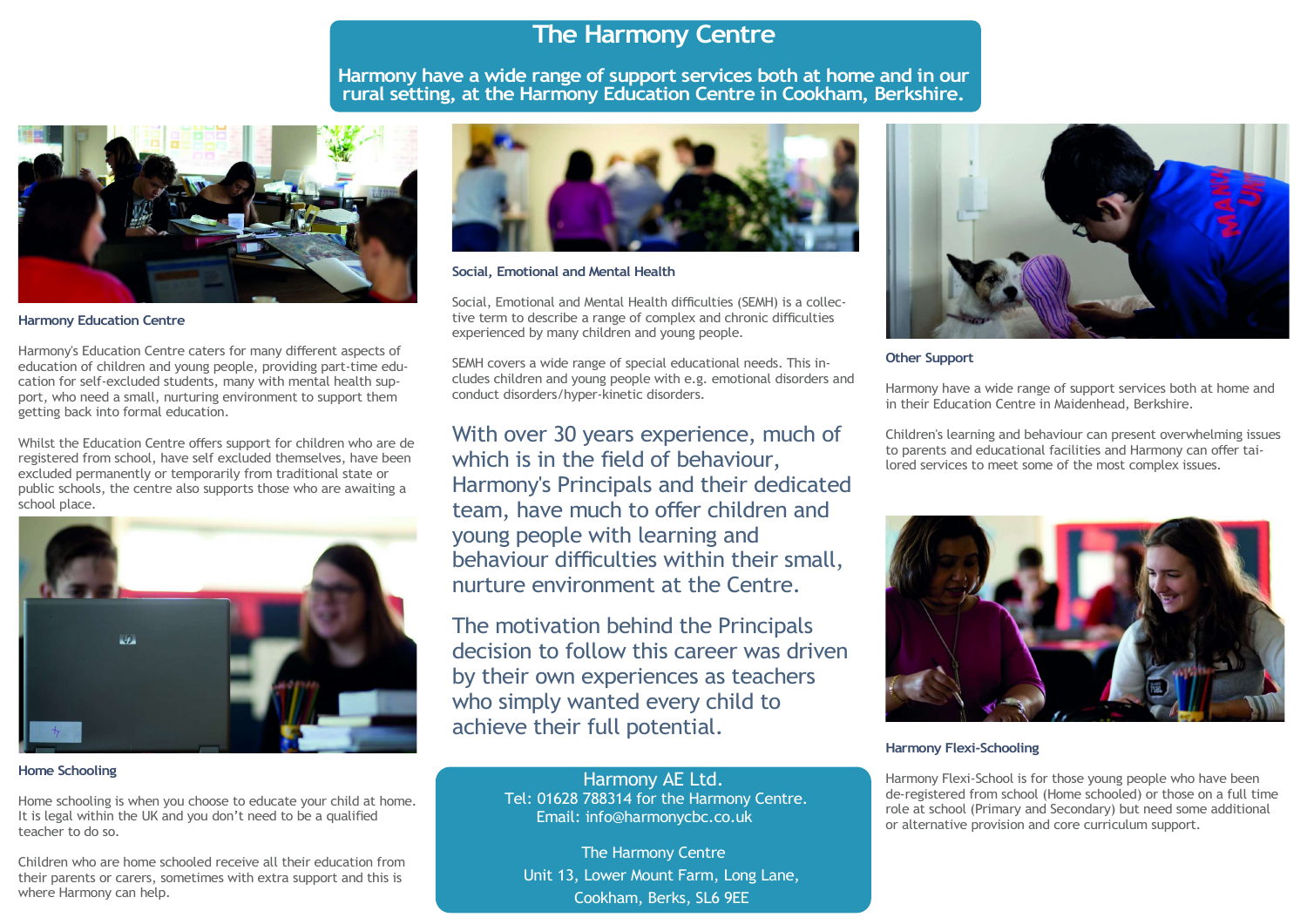# The Harmony Centre

**Harmony have a wide range of support services both at home and in our rural setting, at the Harmony Education Centre in Cookham, Berkshire.**

### Harmony Education Centre

Harmony's Education Centre caters for many different aspects of education of children and young people, providing part-time education for self-excluded students, many with mental health support, who need a small, nurturing environment to support them getting back into formal education.

Whilst the Education Centre offers support for children who are de registered from school, have self excluded themselves, have been excluded permanently or temporarily from traditional state or public schools, the centre also supports those who are awaiting a school place.

### Home Schooling

Home schooling is when you choose to educate your child at home. It is legal within the UK and you don't need to be a qualified teacher to do so.

Children who are home schooled receive all their education from their parents or carers, sometimes with extra support and this is where Harmony can help.

### Social, Emotional and Mental Health

Social, Emotional and Mental Health difficulties (SEMH) is a collective term to describe a range of complex and chronic difficulties experienced by many children and young people.

SEMH covers a wide range of special educational needs. This includes children and young people with e.g. emotional disorders and conduct disorders/hyper-kinetic disorders.

With over 30 years experience, much of which is in the field of behaviour, Harmony's Principals and their dedicated team, have much to offer children and young people with learning and behaviour difficulties within their small, nurture environment at the Centre.

The motivation behind the Principals decision to follow this career was driven by their own experiences as teachers who simply wanted every child to achieve their full potential.

Harmony AE Ltd.
Tel: 01628 788314 for the Harmony Centre.
Email: info@harmonycbc.co.uk

The Harmony Centre
Unit 13, Lower Mount Farm, Long Lane,
Cookham, Berks, SL6 9EE

### Other Support

Harmony have a wide range of support services both at home and in their Education Centre in Maidenhead, Berkshire.

Children's learning and behaviour can present overwhelming issues to parents and educational facilities and Harmony can offer tailored services to meet some of the most complex issues.

### Harmony Flexi-Schooling

Harmony Flexi-School is for those young people who have been de-registered from school (Home schooled) or those on a full time role at school (Primary and Secondary) but need some additional or alternative provision and core curriculum support.